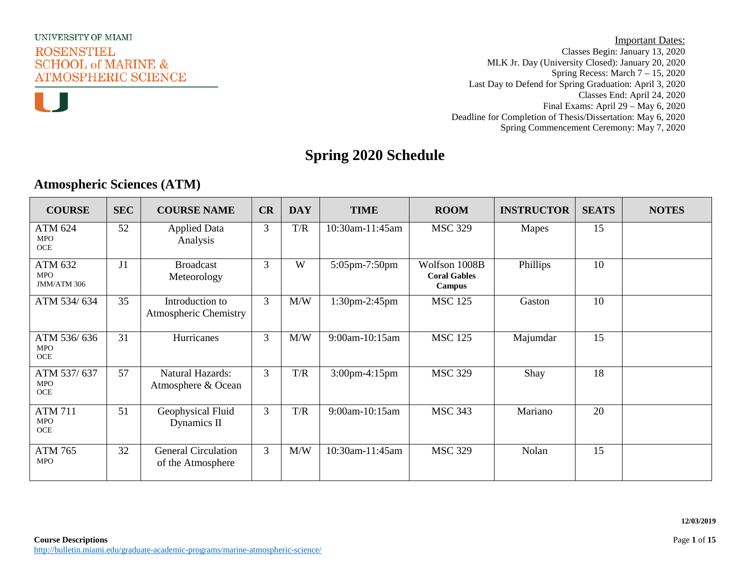UNIVERSITY OF MIAMI

ROSENSTIEL SCHOOL of MARINE & ATMOSPHERIC SCIENCE

Important Dates:
Classes Begin: January 13, 2020
MLK Jr. Day (University Closed): January 20, 2020
Spring Recess: March 7 – 15, 2020
Last Day to Defend for Spring Graduation: April 3, 2020
Classes End: April 24, 2020
Final Exams: April 29 – May 6, 2020
Deadline for Completion of Thesis/Dissertation: May 6, 2020
Spring Commencement Ceremony: May 7, 2020

# Spring 2020 Schedule

## Atmospheric Sciences (ATM)

| COURSE | SEC | COURSE NAME | CR | DAY | TIME | ROOM | INSTRUCTOR | SEATS | NOTES |
|---|---|---|---|---|---|---|---|---|---|
| ATM 624 MPO OCE | 52 | Applied Data Analysis | 3 | T/R | 10:30am-11:45am | MSC 329 | Mapes | 15 | |
| ATM 632 MPO JMM/ATM 306 | J1 | Broadcast Meteorology | 3 | W | 5:05pm-7:50pm | Wolfson 1008B **Coral Gables Campus** | Phillips | 10 | |
| ATM 534/ 634 | 35 | Introduction to Atmospheric Chemistry | 3 | M/W | 1:30pm-2:45pm | MSC 125 | Gaston | 10 | |
| ATM 536/ 636 MPO OCE | 31 | Hurricanes | 3 | M/W | 9:00am-10:15am | MSC 125 | Majumdar | 15 | |
| ATM 537/ 637 MPO OCE | 57 | Natural Hazards: Atmosphere & Ocean | 3 | T/R | 3:00pm-4:15pm | MSC 329 | Shay | 18 | |
| ATM 711 MPO OCE | 51 | Geophysical Fluid Dynamics II | 3 | T/R | 9:00am-10:15am | MSC 343 | Mariano | 20 | |
| ATM 765 MPO | 32 | General Circulation of the Atmosphere | 3 | M/W | 10:30am-11:45am | MSC 329 | Nolan | 15 | |

12/03/2019

**Course Descriptions**
http://bulletin.miami.edu/graduate-academic-programs/marine-atmospheric-science/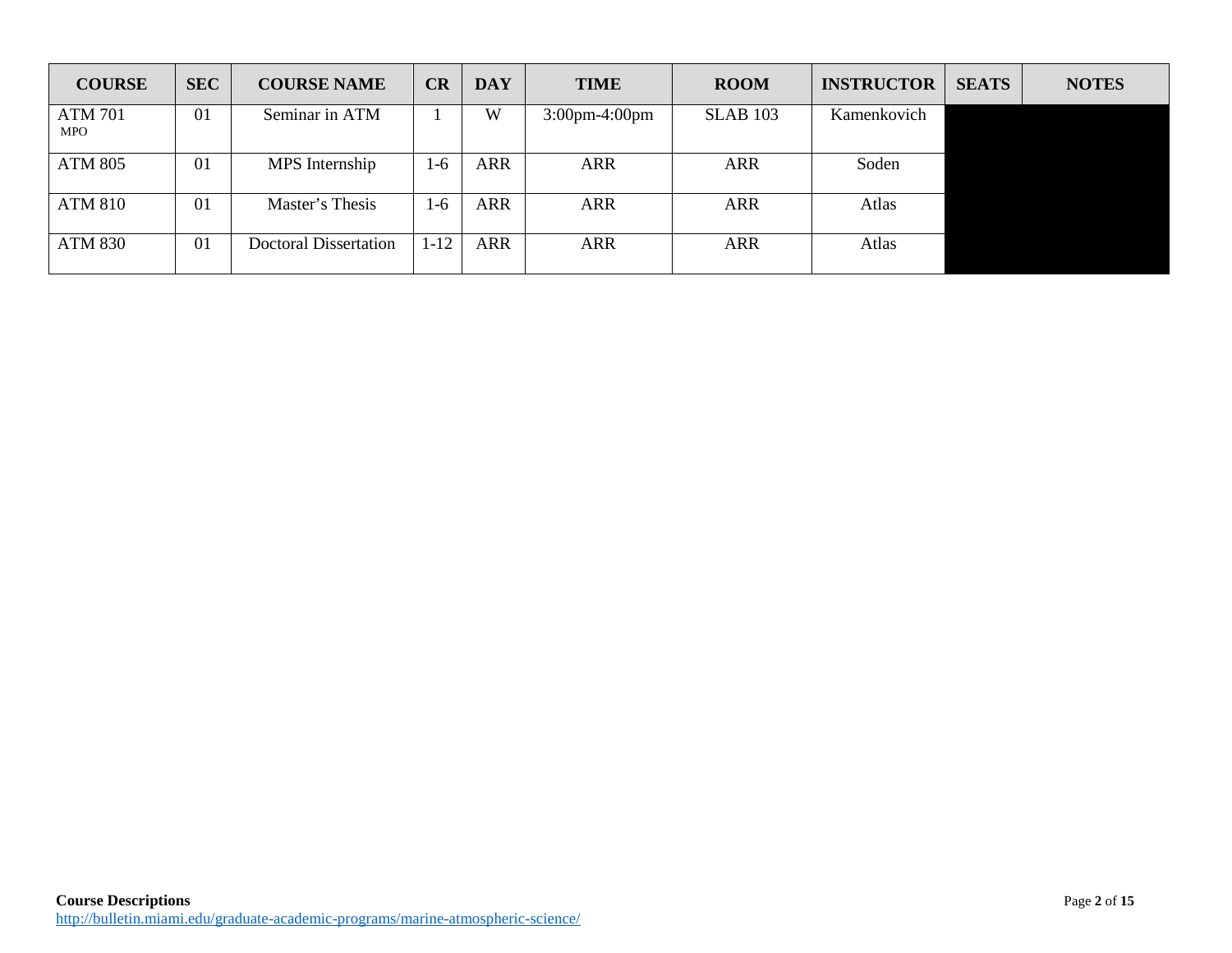| COURSE | SEC | COURSE NAME | CR | DAY | TIME | ROOM | INSTRUCTOR | SEATS | NOTES |
|---|---|---|---|---|---|---|---|---|---|
| ATM 701 MPO | 01 | Seminar in ATM | 1 | W | 3:00pm-4:00pm | SLAB 103 | Kamenkovich | | |
| ATM 805 | 01 | MPS Internship | 1-6 | ARR | ARR | ARR | Soden | | |
| ATM 810 | 01 | Master's Thesis | 1-6 | ARR | ARR | ARR | Atlas | | |
| ATM 830 | 01 | Doctoral Dissertation | 1-12 | ARR | ARR | ARR | Atlas | | |

**Course Descriptions**
http://bulletin.miami.edu/graduate-academic-programs/marine-atmospheric-science/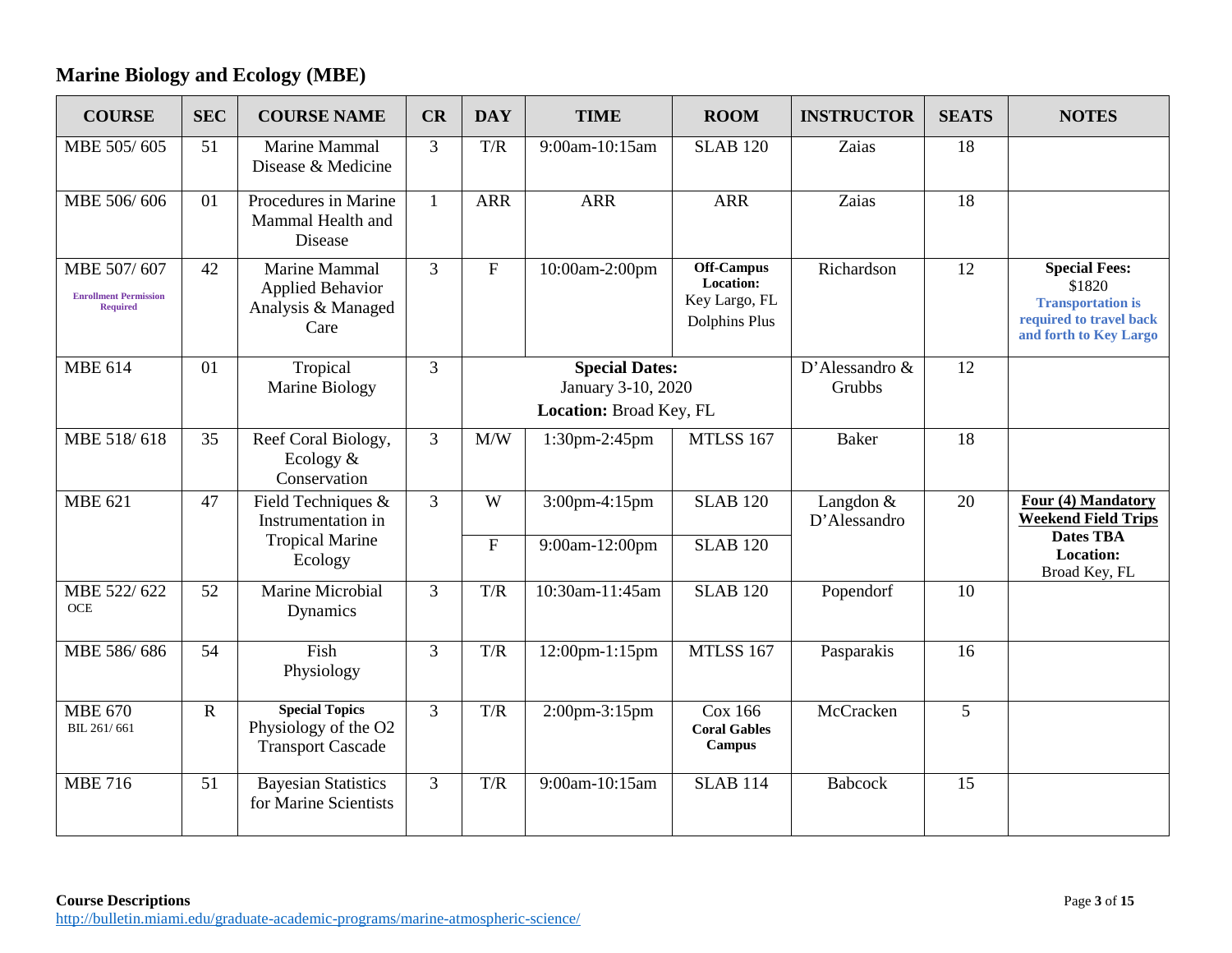## Marine Biology and Ecology (MBE)

| COURSE | SEC | COURSE NAME | CR | DAY | TIME | ROOM | INSTRUCTOR | SEATS | NOTES |
|---|---|---|---|---|---|---|---|---|---|
| MBE 505/ 605 | 51 | Marine Mammal Disease & Medicine | 3 | T/R | 9:00am-10:15am | SLAB 120 | Zaias | 18 | |
| MBE 506/ 606 | 01 | Procedures in Marine Mammal Health and Disease | 1 | ARR | ARR | ARR | Zaias | 18 | |
| MBE 507/ 607 **Enrollment Permission Required** | 42 | Marine Mammal Applied Behavior Analysis & Managed Care | 3 | F | 10:00am-2:00pm | **Off-Campus Location:** Key Largo, FL Dolphins Plus | Richardson | 12 | **Special Fees:** $1820 **Transportation is required to travel back and forth to Key Largo** |
| MBE 614 | 01 | Tropical Marine Biology | 3 | **Special Dates:** January 3-10, 2020 **Location:** Broad Key, FL | | | D'Alessandro & Grubbs | 12 | |
| MBE 518/ 618 | 35 | Reef Coral Biology, Ecology & Conservation | 3 | M/W | 1:30pm-2:45pm | MTLSS 167 | Baker | 18 | |
| MBE 621 | 47 | Field Techniques & Instrumentation in Tropical Marine Ecology | 3 | W | 3:00pm-4:15pm | SLAB 120 | Langdon & D'Alessandro | 20 | **Four (4) Mandatory Weekend Field Trips** **Dates TBA** **Location:** Broad Key, FL |
| | | | | F | 9:00am-12:00pm | SLAB 120 | | | |
| MBE 522/ 622 OCE | 52 | Marine Microbial Dynamics | 3 | T/R | 10:30am-11:45am | SLAB 120 | Popendorf | 10 | |
| MBE 586/ 686 | 54 | Fish Physiology | 3 | T/R | 12:00pm-1:15pm | MTLSS 167 | Pasparakis | 16 | |
| MBE 670 BIL 261/ 661 | R | **Special Topics** Physiology of the O2 Transport Cascade | 3 | T/R | 2:00pm-3:15pm | Cox 166 **Coral Gables Campus** | McCracken | 5 | |
| MBE 716 | 51 | Bayesian Statistics for Marine Scientists | 3 | T/R | 9:00am-10:15am | SLAB 114 | Babcock | 15 | |

**Course Descriptions**
http://bulletin.miami.edu/graduate-academic-programs/marine-atmospheric-science/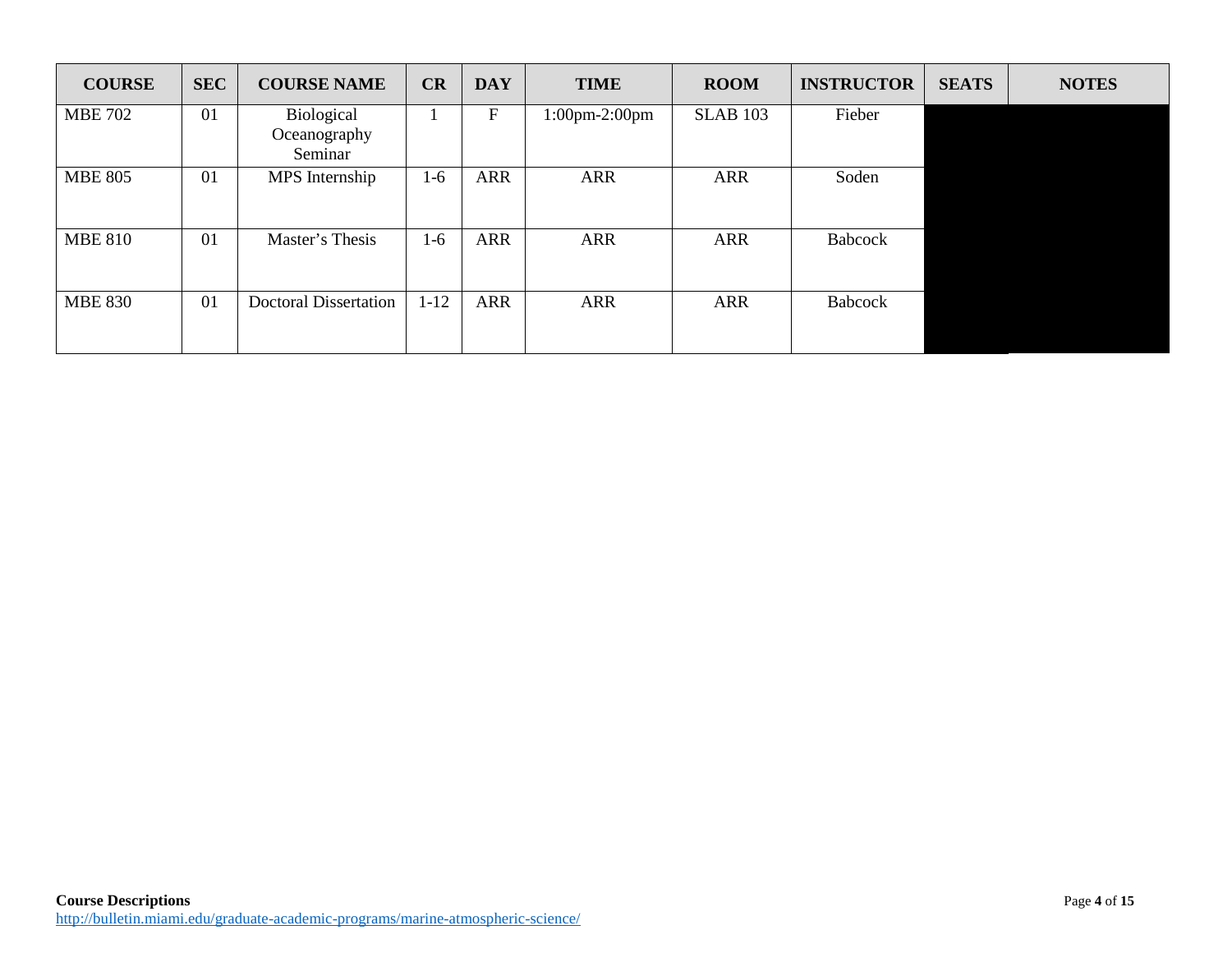| COURSE | SEC | COURSE NAME | CR | DAY | TIME | ROOM | INSTRUCTOR | SEATS | NOTES |
| --- | --- | --- | --- | --- | --- | --- | --- | --- | --- |
| MBE 702 | 01 | Biological Oceanography Seminar | 1 | F | 1:00pm-2:00pm | SLAB 103 | Fieber | | |
| MBE 805 | 01 | MPS Internship | 1-6 | ARR | ARR | ARR | Soden | | |
| MBE 810 | 01 | Master's Thesis | 1-6 | ARR | ARR | ARR | Babcock | | |
| MBE 830 | 01 | Doctoral Dissertation | 1-12 | ARR | ARR | ARR | Babcock | | |

**Course Descriptions**
http://bulletin.miami.edu/graduate-academic-programs/marine-atmospheric-science/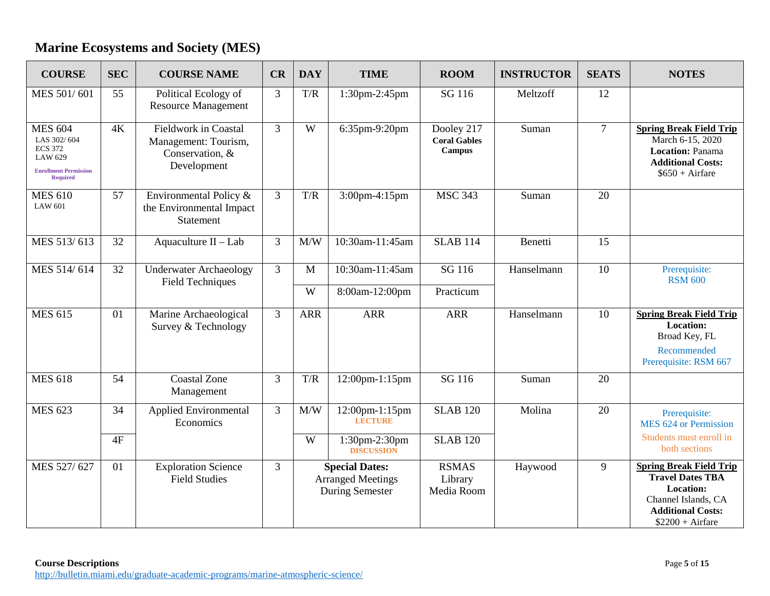## Marine Ecosystems and Society (MES)

| COURSE | SEC | COURSE NAME | CR | DAY | TIME | ROOM | INSTRUCTOR | SEATS | NOTES |
|---|---|---|---|---|---|---|---|---|---|
| MES 501/ 601 | 55 | Political Ecology of Resource Management | 3 | T/R | 1:30pm-2:45pm | SG 116 | Meltzoff | 12 | |
| MES 604 LAS 302/ 604 ECS 372 LAW 629 **Enrollment Permission Required** | 4K | Fieldwork in Coastal Management: Tourism, Conservation, & Development | 3 | W | 6:35pm-9:20pm | Dooley 217 **Coral Gables Campus** | Suman | 7 | **Spring Break Field Trip** March 6-15, 2020 **Location:** Panama **Additional Costs:** $650 + Airfare |
| MES 610 LAW 601 | 57 | Environmental Policy & the Environmental Impact Statement | 3 | T/R | 3:00pm-4:15pm | MSC 343 | Suman | 20 | |
| MES 513/ 613 | 32 | Aquaculture II – Lab | 3 | M/W | 10:30am-11:45am | SLAB 114 | Benetti | 15 | |
| MES 514/ 614 | 32 | Underwater Archaeology Field Techniques | 3 | M | 10:30am-11:45am | SG 116 | Hanselmann | 10 | Prerequisite: RSM 600 |
| | | | | W | 8:00am-12:00pm | Practicum | | | |
| MES 615 | 01 | Marine Archaeological Survey & Technology | 3 | ARR | ARR | ARR | Hanselmann | 10 | **Spring Break Field Trip** **Location:** Broad Key, FL Recommended Prerequisite: RSM 667 |
| MES 618 | 54 | Coastal Zone Management | 3 | T/R | 12:00pm-1:15pm | SG 116 | Suman | 20 | |
| MES 623 | 34 | Applied Environmental Economics | 3 | M/W | 12:00pm-1:15pm **LECTURE** | SLAB 120 | Molina | 20 | Prerequisite: MES 624 or Permission Students must enroll in both sections |
| | 4F | | | W | 1:30pm-2:30pm **DISCUSSION** | SLAB 120 | | | |
| MES 527/ 627 | 01 | Exploration Science Field Studies | 3 | **Special Dates:** Arranged Meetings During Semester | | RSMAS Library Media Room | Haywood | 9 | **Spring Break Field Trip** **Travel Dates TBA** **Location:** Channel Islands, CA **Additional Costs:** $2200 + Airfare |

**Course Descriptions**
http://bulletin.miami.edu/graduate-academic-programs/marine-atmospheric-science/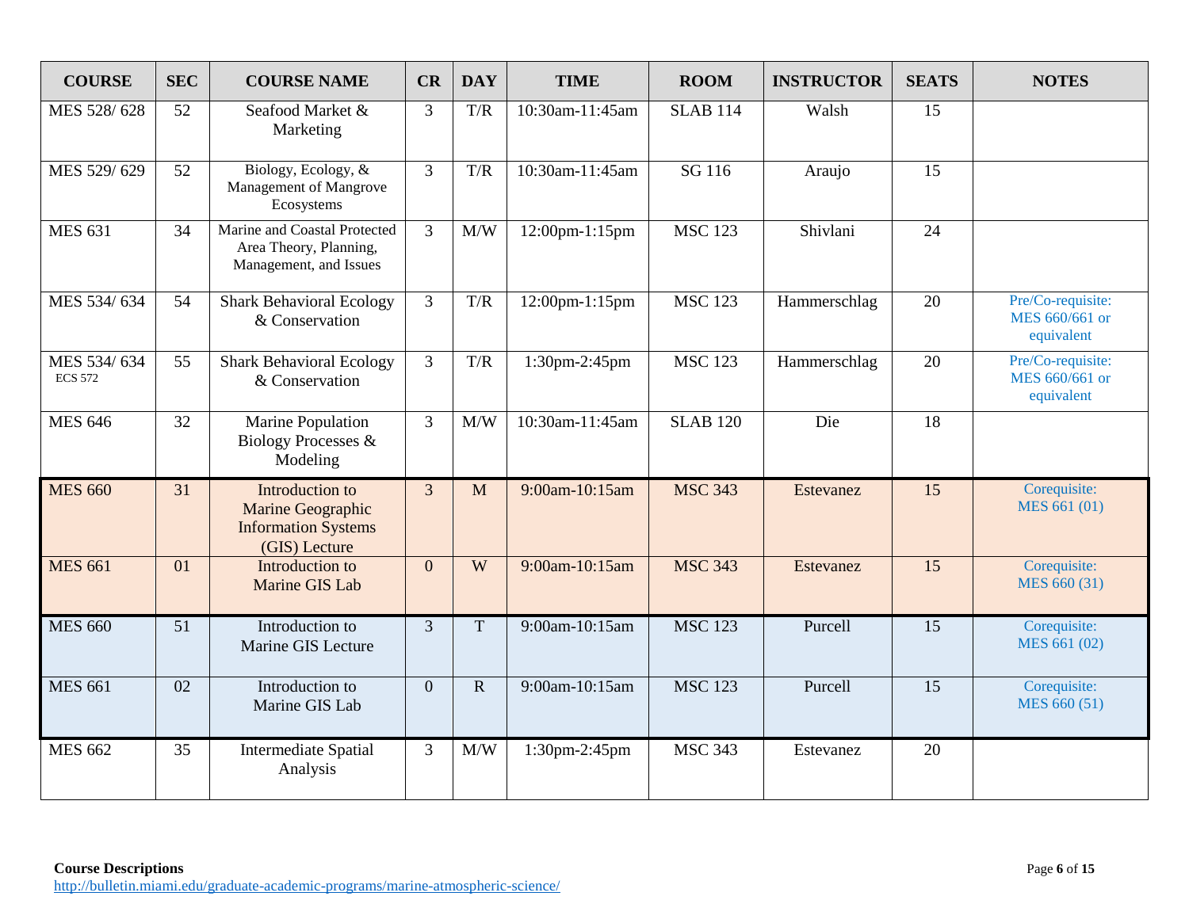| COURSE | SEC | COURSE NAME | CR | DAY | TIME | ROOM | INSTRUCTOR | SEATS | NOTES |
|---|---|---|---|---|---|---|---|---|---|
| MES 528/ 628 | 52 | Seafood Market & Marketing | 3 | T/R | 10:30am-11:45am | SLAB 114 | Walsh | 15 | |
| MES 529/ 629 | 52 | Biology, Ecology, & Management of Mangrove Ecosystems | 3 | T/R | 10:30am-11:45am | SG 116 | Araujo | 15 | |
| MES 631 | 34 | Marine and Coastal Protected Area Theory, Planning, Management, and Issues | 3 | M/W | 12:00pm-1:15pm | MSC 123 | Shivlani | 24 | |
| MES 534/ 634 | 54 | Shark Behavioral Ecology & Conservation | 3 | T/R | 12:00pm-1:15pm | MSC 123 | Hammerschlag | 20 | Pre/Co-requisite: MES 660/661 or equivalent |
| MES 534/ 634 ECS 572 | 55 | Shark Behavioral Ecology & Conservation | 3 | T/R | 1:30pm-2:45pm | MSC 123 | Hammerschlag | 20 | Pre/Co-requisite: MES 660/661 or equivalent |
| MES 646 | 32 | Marine Population Biology Processes & Modeling | 3 | M/W | 10:30am-11:45am | SLAB 120 | Die | 18 | |
| MES 660 | 31 | Introduction to Marine Geographic Information Systems (GIS) Lecture | 3 | M | 9:00am-10:15am | MSC 343 | Estevanez | 15 | Corequisite: MES 661 (01) |
| MES 661 | 01 | Introduction to Marine GIS Lab | 0 | W | 9:00am-10:15am | MSC 343 | Estevanez | 15 | Corequisite: MES 660 (31) |
| MES 660 | 51 | Introduction to Marine GIS Lecture | 3 | T | 9:00am-10:15am | MSC 123 | Purcell | 15 | Corequisite: MES 661 (02) |
| MES 661 | 02 | Introduction to Marine GIS Lab | 0 | R | 9:00am-10:15am | MSC 123 | Purcell | 15 | Corequisite: MES 660 (51) |
| MES 662 | 35 | Intermediate Spatial Analysis | 3 | M/W | 1:30pm-2:45pm | MSC 343 | Estevanez | 20 | |

**Course Descriptions**
http://bulletin.miami.edu/graduate-academic-programs/marine-atmospheric-science/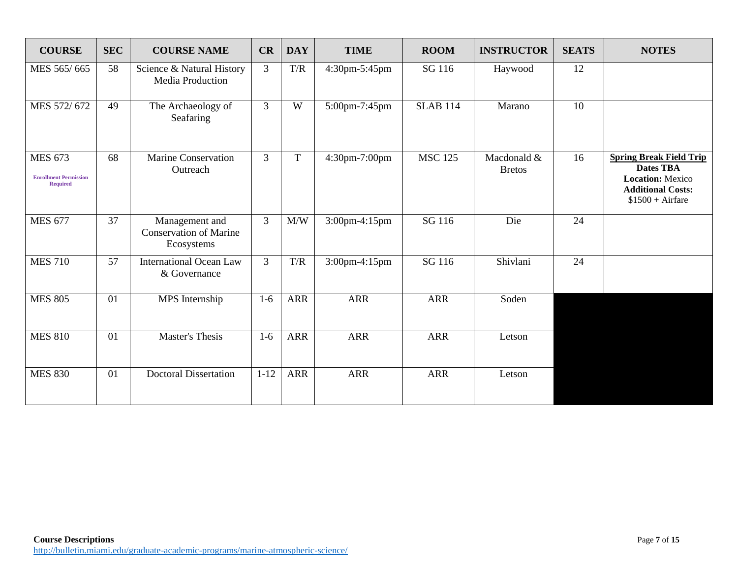| COURSE | SEC | COURSE NAME | CR | DAY | TIME | ROOM | INSTRUCTOR | SEATS | NOTES |
| --- | --- | --- | --- | --- | --- | --- | --- | --- | --- |
| MES 565/ 665 | 58 | Science & Natural History Media Production | 3 | T/R | 4:30pm-5:45pm | SG 116 | Haywood | 12 | |
| MES 572/ 672 | 49 | The Archaeology of Seafaring | 3 | W | 5:00pm-7:45pm | SLAB 114 | Marano | 10 | |
| MES 673 **Enrollment Permission Required** | 68 | Marine Conservation Outreach | 3 | T | 4:30pm-7:00pm | MSC 125 | Macdonald & Bretos | 16 | **Spring Break Field Trip** **Dates TBA** **Location:** Mexico **Additional Costs:** $1500 + Airfare |
| MES 677 | 37 | Management and Conservation of Marine Ecosystems | 3 | M/W | 3:00pm-4:15pm | SG 116 | Die | 24 | |
| MES 710 | 57 | International Ocean Law & Governance | 3 | T/R | 3:00pm-4:15pm | SG 116 | Shivlani | 24 | |
| MES 805 | 01 | MPS Internship | 1-6 | ARR | ARR | ARR | Soden | | |
| MES 810 | 01 | Master's Thesis | 1-6 | ARR | ARR | ARR | Letson | | |
| MES 830 | 01 | Doctoral Dissertation | 1-12 | ARR | ARR | ARR | Letson | | |

**Course Descriptions**
http://bulletin.miami.edu/graduate-academic-programs/marine-atmospheric-science/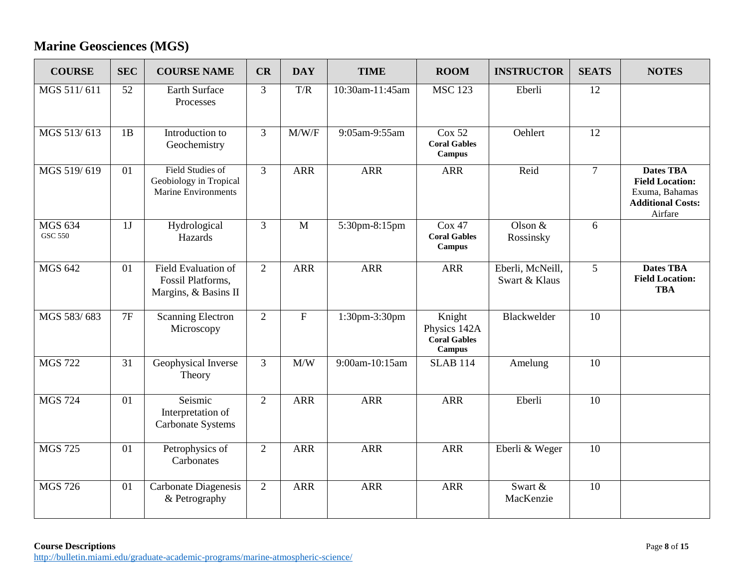## Marine Geosciences (MGS)

| COURSE | SEC | COURSE NAME | CR | DAY | TIME | ROOM | INSTRUCTOR | SEATS | NOTES |
|---|---|---|---|---|---|---|---|---|---|
| MGS 511/ 611 | 52 | Earth Surface Processes | 3 | T/R | 10:30am-11:45am | MSC 123 | Eberli | 12 | |
| MGS 513/ 613 | 1B | Introduction to Geochemistry | 3 | M/W/F | 9:05am-9:55am | Cox 52 **Coral Gables Campus** | Oehlert | 12 | |
| MGS 519/ 619 | 01 | Field Studies of Geobiology in Tropical Marine Environments | 3 | ARR | ARR | ARR | Reid | 7 | **Dates TBA** **Field Location:** Exuma, Bahamas **Additional Costs:** Airfare |
| MGS 634 GSC 550 | 1J | Hydrological Hazards | 3 | M | 5:30pm-8:15pm | Cox 47 **Coral Gables Campus** | Olson & Rossinsky | 6 | |
| MGS 642 | 01 | Field Evaluation of Fossil Platforms, Margins, & Basins II | 2 | ARR | ARR | ARR | Eberli, McNeill, Swart & Klaus | 5 | **Dates TBA** **Field Location: TBA** |
| MGS 583/ 683 | 7F | Scanning Electron Microscopy | 2 | F | 1:30pm-3:30pm | Knight Physics 142A **Coral Gables Campus** | Blackwelder | 10 | |
| MGS 722 | 31 | Geophysical Inverse Theory | 3 | M/W | 9:00am-10:15am | SLAB 114 | Amelung | 10 | |
| MGS 724 | 01 | Seismic Interpretation of Carbonate Systems | 2 | ARR | ARR | ARR | Eberli | 10 | |
| MGS 725 | 01 | Petrophysics of Carbonates | 2 | ARR | ARR | ARR | Eberli & Weger | 10 | |
| MGS 726 | 01 | Carbonate Diagenesis & Petrography | 2 | ARR | ARR | ARR | Swart & MacKenzie | 10 | |

**Course Descriptions**
http://bulletin.miami.edu/graduate-academic-programs/marine-atmospheric-science/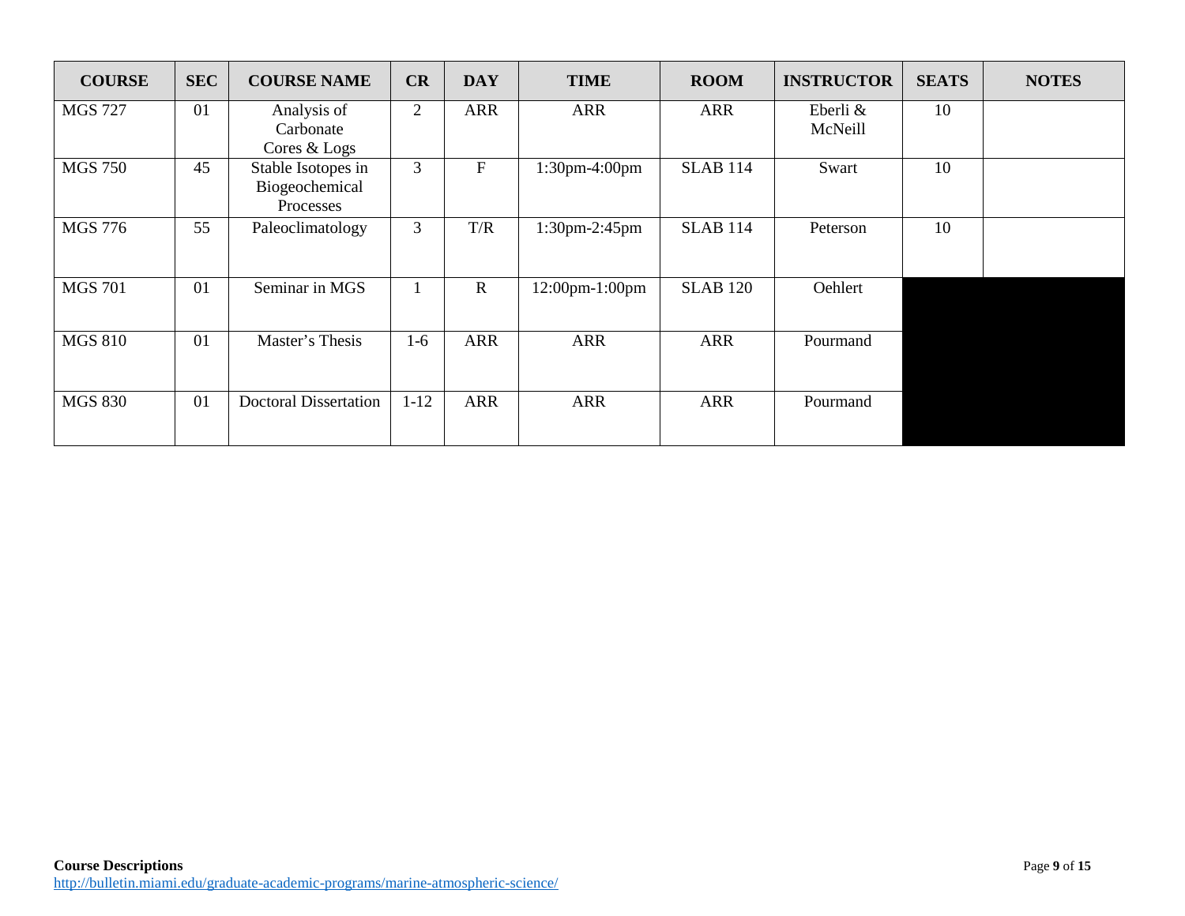| COURSE | SEC | COURSE NAME | CR | DAY | TIME | ROOM | INSTRUCTOR | SEATS | NOTES |
|---|---|---|---|---|---|---|---|---|---|
| MGS 727 | 01 | Analysis of Carbonate Cores & Logs | 2 | ARR | ARR | ARR | Eberli & McNeill | 10 | |
| MGS 750 | 45 | Stable Isotopes in Biogeochemical Processes | 3 | F | 1:30pm-4:00pm | SLAB 114 | Swart | 10 | |
| MGS 776 | 55 | Paleoclimatology | 3 | T/R | 1:30pm-2:45pm | SLAB 114 | Peterson | 10 | |
| MGS 701 | 01 | Seminar in MGS | 1 | R | 12:00pm-1:00pm | SLAB 120 | Oehlert | | |
| MGS 810 | 01 | Master's Thesis | 1-6 | ARR | ARR | ARR | Pourmand | | |
| MGS 830 | 01 | Doctoral Dissertation | 1-12 | ARR | ARR | ARR | Pourmand | | |

**Course Descriptions**
http://bulletin.miami.edu/graduate-academic-programs/marine-atmospheric-science/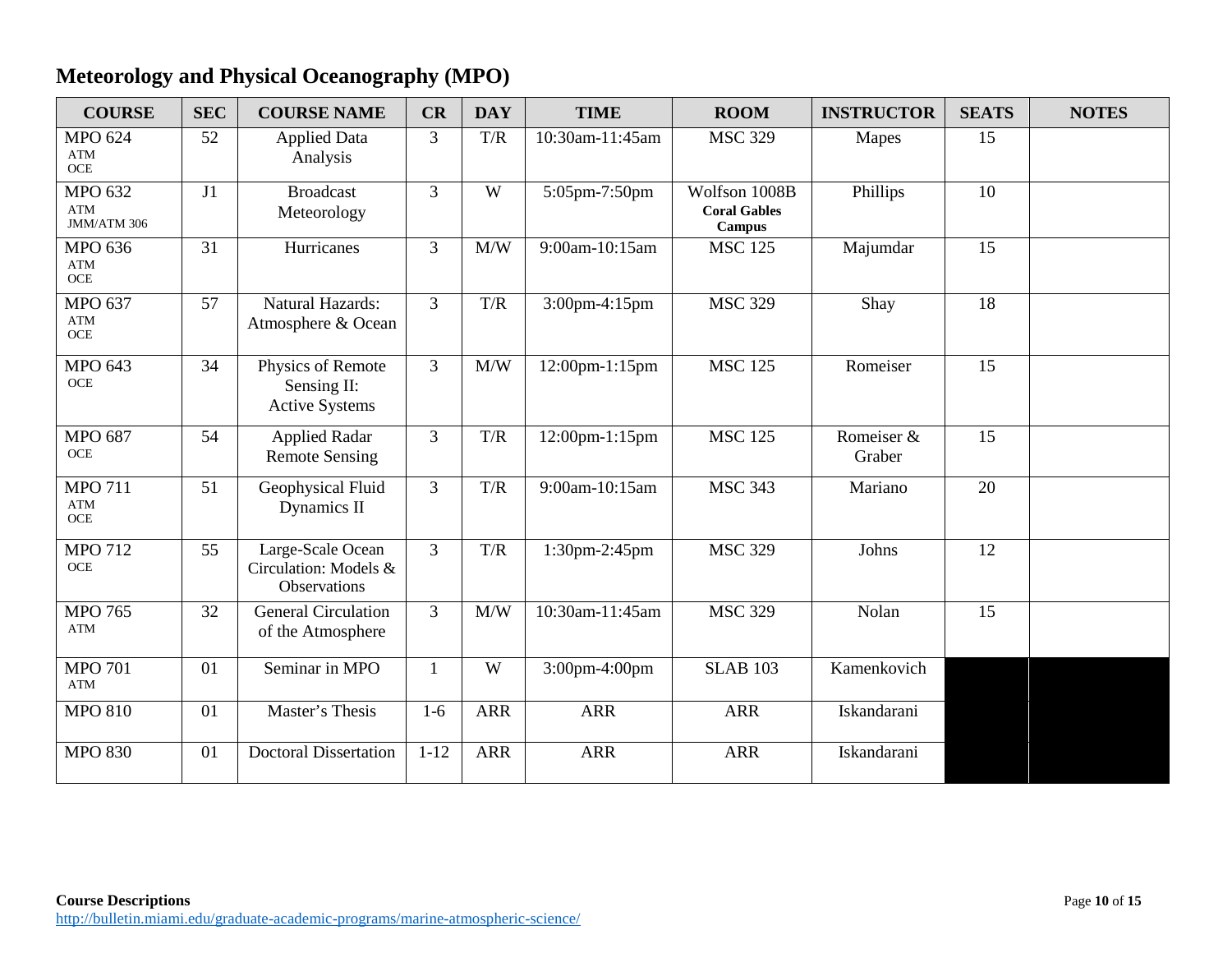## Meteorology and Physical Oceanography (MPO)

| COURSE | SEC | COURSE NAME | CR | DAY | TIME | ROOM | INSTRUCTOR | SEATS | NOTES |
|---|---|---|---|---|---|---|---|---|---|
| MPO 624 ATM OCE | 52 | Applied Data Analysis | 3 | T/R | 10:30am-11:45am | MSC 329 | Mapes | 15 | |
| MPO 632 ATM JMM/ATM 306 | J1 | Broadcast Meteorology | 3 | W | 5:05pm-7:50pm | Wolfson 1008B **Coral Gables Campus** | Phillips | 10 | |
| MPO 636 ATM OCE | 31 | Hurricanes | 3 | M/W | 9:00am-10:15am | MSC 125 | Majumdar | 15 | |
| MPO 637 ATM OCE | 57 | Natural Hazards: Atmosphere & Ocean | 3 | T/R | 3:00pm-4:15pm | MSC 329 | Shay | 18 | |
| MPO 643 OCE | 34 | Physics of Remote Sensing II: Active Systems | 3 | M/W | 12:00pm-1:15pm | MSC 125 | Romeiser | 15 | |
| MPO 687 OCE | 54 | Applied Radar Remote Sensing | 3 | T/R | 12:00pm-1:15pm | MSC 125 | Romeiser & Graber | 15 | |
| MPO 711 ATM OCE | 51 | Geophysical Fluid Dynamics II | 3 | T/R | 9:00am-10:15am | MSC 343 | Mariano | 20 | |
| MPO 712 OCE | 55 | Large-Scale Ocean Circulation: Models & Observations | 3 | T/R | 1:30pm-2:45pm | MSC 329 | Johns | 12 | |
| MPO 765 ATM | 32 | General Circulation of the Atmosphere | 3 | M/W | 10:30am-11:45am | MSC 329 | Nolan | 15 | |
| MPO 701 ATM | 01 | Seminar in MPO | 1 | W | 3:00pm-4:00pm | SLAB 103 | Kamenkovich | | |
| MPO 810 | 01 | Master's Thesis | 1-6 | ARR | ARR | ARR | Iskandarani | | |
| MPO 830 | 01 | Doctoral Dissertation | 1-12 | ARR | ARR | ARR | Iskandarani | | |

**Course Descriptions**
http://bulletin.miami.edu/graduate-academic-programs/marine-atmospheric-science/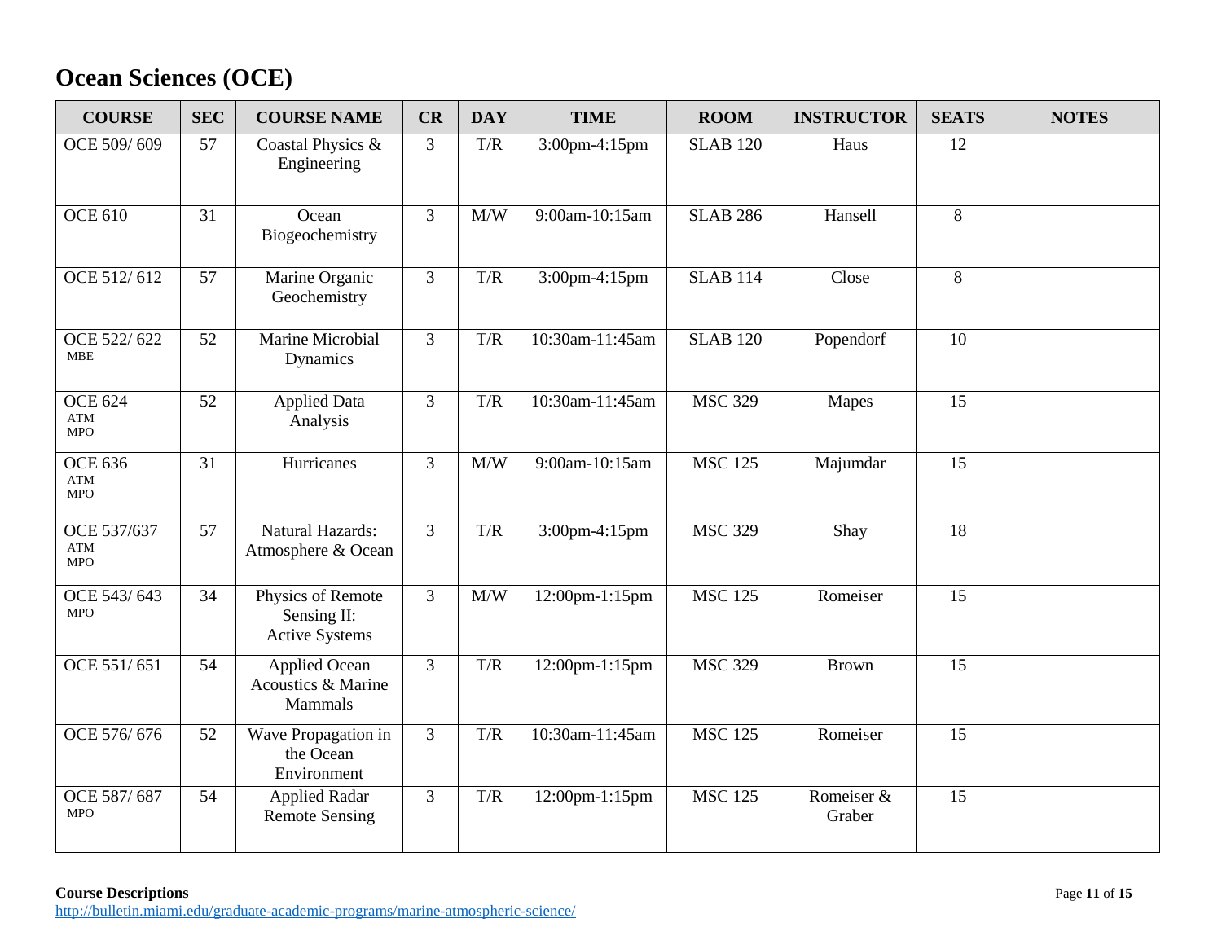# Ocean Sciences (OCE)

| COURSE | SEC | COURSE NAME | CR | DAY | TIME | ROOM | INSTRUCTOR | SEATS | NOTES |
|---|---|---|---|---|---|---|---|---|---|
| OCE 509/ 609 | 57 | Coastal Physics & Engineering | 3 | T/R | 3:00pm-4:15pm | SLAB 120 | Haus | 12 | |
| OCE 610 | 31 | Ocean Biogeochemistry | 3 | M/W | 9:00am-10:15am | SLAB 286 | Hansell | 8 | |
| OCE 512/ 612 | 57 | Marine Organic Geochemistry | 3 | T/R | 3:00pm-4:15pm | SLAB 114 | Close | 8 | |
| OCE 522/ 622 MBE | 52 | Marine Microbial Dynamics | 3 | T/R | 10:30am-11:45am | SLAB 120 | Popendorf | 10 | |
| OCE 624 ATM MPO | 52 | Applied Data Analysis | 3 | T/R | 10:30am-11:45am | MSC 329 | Mapes | 15 | |
| OCE 636 ATM MPO | 31 | Hurricanes | 3 | M/W | 9:00am-10:15am | MSC 125 | Majumdar | 15 | |
| OCE 537/637 ATM MPO | 57 | Natural Hazards: Atmosphere & Ocean | 3 | T/R | 3:00pm-4:15pm | MSC 329 | Shay | 18 | |
| OCE 543/ 643 MPO | 34 | Physics of Remote Sensing II: Active Systems | 3 | M/W | 12:00pm-1:15pm | MSC 125 | Romeiser | 15 | |
| OCE 551/ 651 | 54 | Applied Ocean Acoustics & Marine Mammals | 3 | T/R | 12:00pm-1:15pm | MSC 329 | Brown | 15 | |
| OCE 576/ 676 | 52 | Wave Propagation in the Ocean Environment | 3 | T/R | 10:30am-11:45am | MSC 125 | Romeiser | 15 | |
| OCE 587/ 687 MPO | 54 | Applied Radar Remote Sensing | 3 | T/R | 12:00pm-1:15pm | MSC 125 | Romeiser & Graber | 15 | |

**Course Descriptions**
http://bulletin.miami.edu/graduate-academic-programs/marine-atmospheric-science/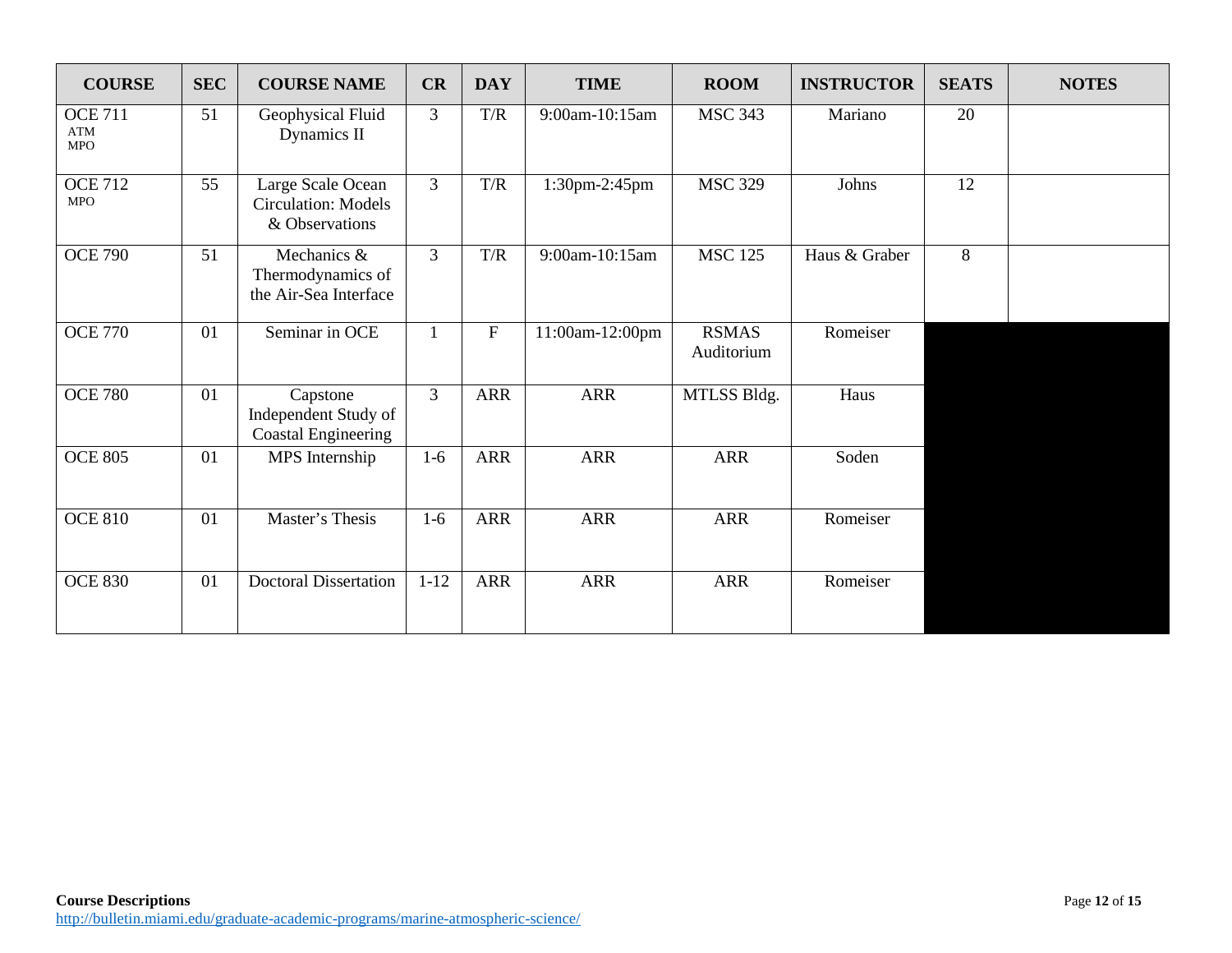| COURSE | SEC | COURSE NAME | CR | DAY | TIME | ROOM | INSTRUCTOR | SEATS | NOTES |
|---|---|---|---|---|---|---|---|---|---|
| OCE 711 ATM MPO | 51 | Geophysical Fluid Dynamics II | 3 | T/R | 9:00am-10:15am | MSC 343 | Mariano | 20 | |
| OCE 712 MPO | 55 | Large Scale Ocean Circulation: Models & Observations | 3 | T/R | 1:30pm-2:45pm | MSC 329 | Johns | 12 | |
| OCE 790 | 51 | Mechanics & Thermodynamics of the Air-Sea Interface | 3 | T/R | 9:00am-10:15am | MSC 125 | Haus & Graber | 8 | |
| OCE 770 | 01 | Seminar in OCE | 1 | F | 11:00am-12:00pm | RSMAS Auditorium | Romeiser | | |
| OCE 780 | 01 | Capstone Independent Study of Coastal Engineering | 3 | ARR | ARR | MTLSS Bldg. | Haus | | |
| OCE 805 | 01 | MPS Internship | 1-6 | ARR | ARR | ARR | Soden | | |
| OCE 810 | 01 | Master's Thesis | 1-6 | ARR | ARR | ARR | Romeiser | | |
| OCE 830 | 01 | Doctoral Dissertation | 1-12 | ARR | ARR | ARR | Romeiser | | |

**Course Descriptions**
http://bulletin.miami.edu/graduate-academic-programs/marine-atmospheric-science/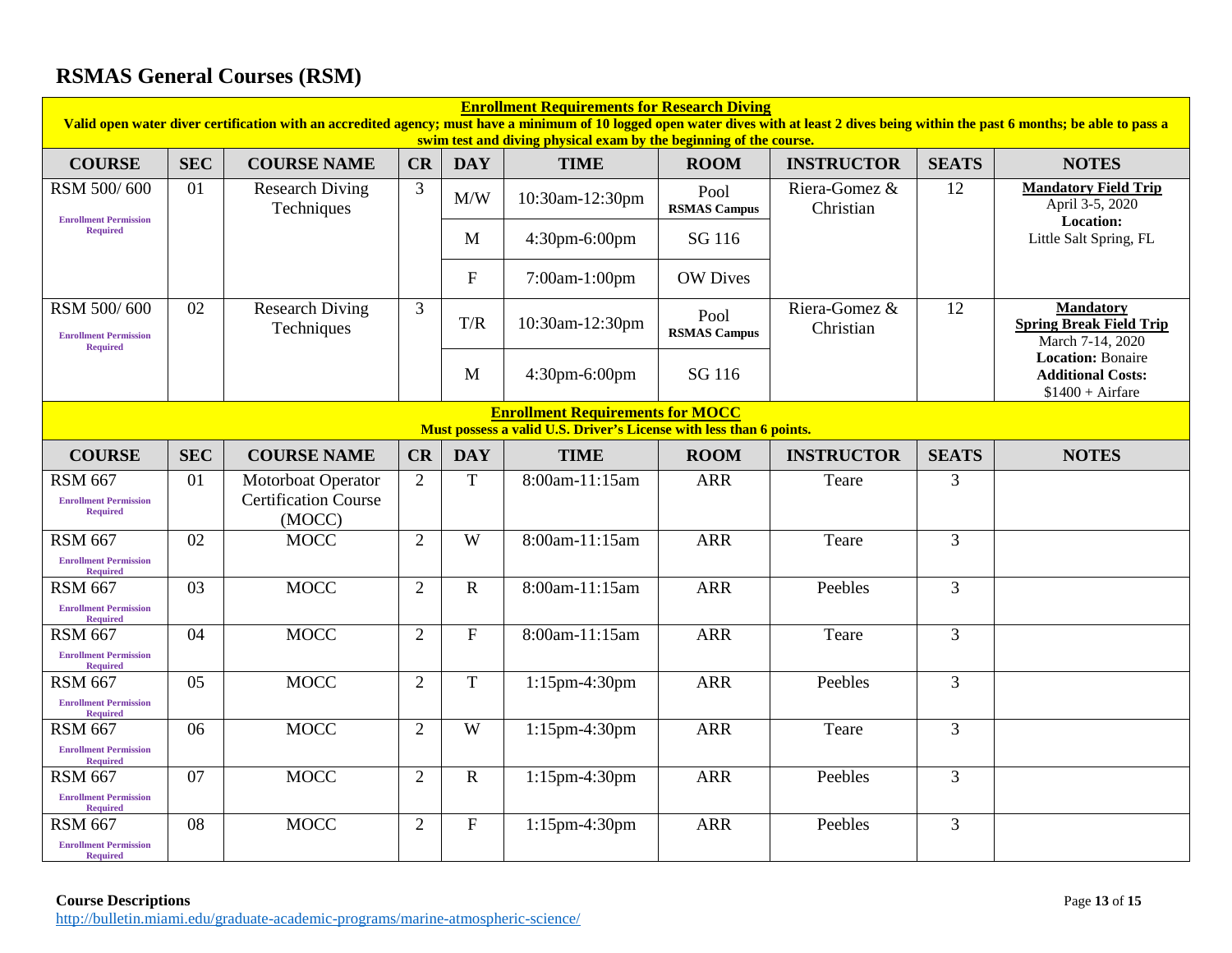# RSMAS General Courses (RSM)

**Enrollment Requirements for Research Diving**

**Valid open water diver certification with an accredited agency; must have a minimum of 10 logged open water dives with at least 2 dives being within the past 6 months; be able to pass a swim test and diving physical exam by the beginning of the course.**

| COURSE | SEC | COURSE NAME | CR | DAY | TIME | ROOM | INSTRUCTOR | SEATS | NOTES |
|---|---|---|---|---|---|---|---|---|---|
| RSM 500/ 600 Enrollment Permission Required | 01 | Research Diving Techniques | 3 | M/W | 10:30am-12:30pm | Pool **RSMAS Campus** | Riera-Gomez & Christian | 12 | **Mandatory Field Trip** April 3-5, 2020 **Location:** Little Salt Spring, FL |
| | | | | M | 4:30pm-6:00pm | SG 116 | | | |
| | | | | F | 7:00am-1:00pm | OW Dives | | | |
| RSM 500/ 600 Enrollment Permission Required | 02 | Research Diving Techniques | 3 | T/R | 10:30am-12:30pm | Pool **RSMAS Campus** | Riera-Gomez & Christian | 12 | **Mandatory Spring Break Field Trip** March 7-14, 2020 **Location:** Bonaire **Additional Costs:** $1400 + Airfare |
| | | | | M | 4:30pm-6:00pm | SG 116 | | | |

**Enrollment Requirements for MOCC**

**Must possess a valid U.S. Driver's License with less than 6 points.**

| COURSE | SEC | COURSE NAME | CR | DAY | TIME | ROOM | INSTRUCTOR | SEATS | NOTES |
|---|---|---|---|---|---|---|---|---|---|
| RSM 667 Enrollment Permission Required | 01 | Motorboat Operator Certification Course (MOCC) | 2 | T | 8:00am-11:15am | ARR | Teare | 3 | |
| RSM 667 Enrollment Permission Required | 02 | MOCC | 2 | W | 8:00am-11:15am | ARR | Teare | 3 | |
| RSM 667 Enrollment Permission Required | 03 | MOCC | 2 | R | 8:00am-11:15am | ARR | Peebles | 3 | |
| RSM 667 Enrollment Permission Required | 04 | MOCC | 2 | F | 8:00am-11:15am | ARR | Teare | 3 | |
| RSM 667 Enrollment Permission Required | 05 | MOCC | 2 | T | 1:15pm-4:30pm | ARR | Peebles | 3 | |
| RSM 667 Enrollment Permission Required | 06 | MOCC | 2 | W | 1:15pm-4:30pm | ARR | Teare | 3 | |
| RSM 667 Enrollment Permission Required | 07 | MOCC | 2 | R | 1:15pm-4:30pm | ARR | Peebles | 3 | |
| RSM 667 Enrollment Permission Required | 08 | MOCC | 2 | F | 1:15pm-4:30pm | ARR | Peebles | 3 | |

**Course Descriptions**
http://bulletin.miami.edu/graduate-academic-programs/marine-atmospheric-science/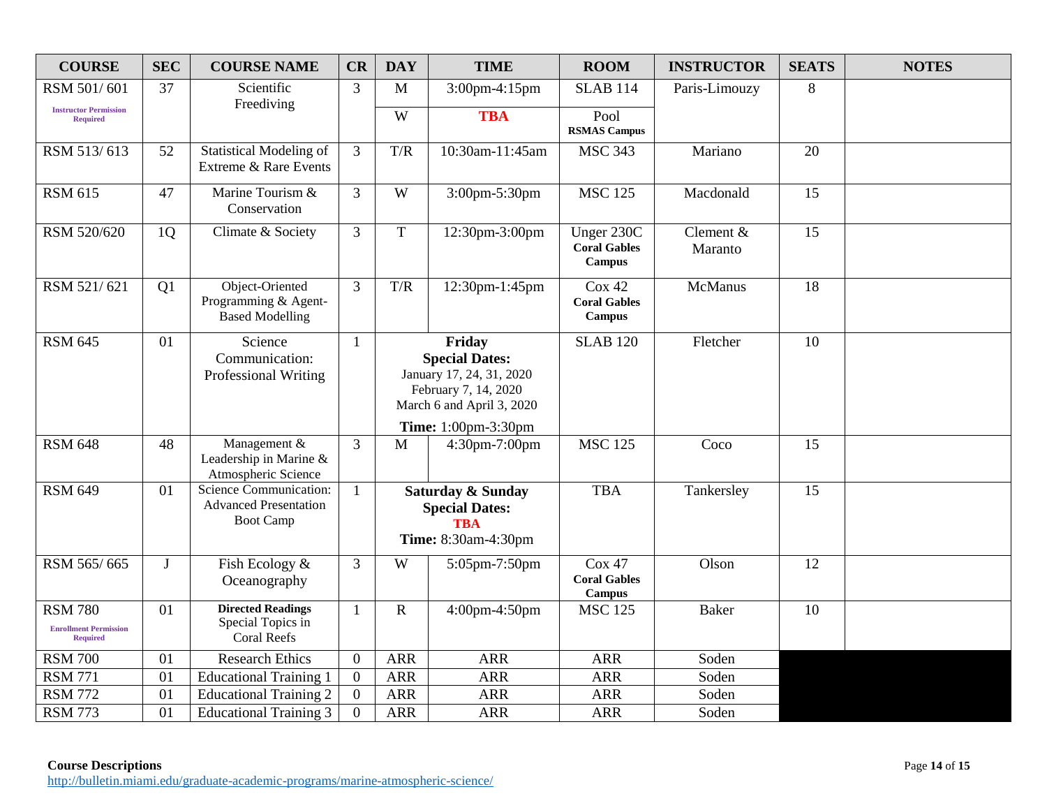| COURSE | SEC | COURSE NAME | CR | DAY | TIME | ROOM | INSTRUCTOR | SEATS | NOTES |
|---|---|---|---|---|---|---|---|---|---|
| RSM 501/ 601 **Instructor Permission Required** | 37 | Scientific Freediving | 3 | M | 3:00pm-4:15pm | SLAB 114 | Paris-Limouzy | 8 | |
| | | | | W | **TBA** | Pool **RSMAS Campus** | | | |
| RSM 513/ 613 | 52 | Statistical Modeling of Extreme & Rare Events | 3 | T/R | 10:30am-11:45am | MSC 343 | Mariano | 20 | |
| RSM 615 | 47 | Marine Tourism & Conservation | 3 | W | 3:00pm-5:30pm | MSC 125 | Macdonald | 15 | |
| RSM 520/620 | 1Q | Climate & Society | 3 | T | 12:30pm-3:00pm | Unger 230C **Coral Gables Campus** | Clement & Maranto | 15 | |
| RSM 521/ 621 | Q1 | Object-Oriented Programming & Agent-Based Modelling | 3 | T/R | 12:30pm-1:45pm | Cox 42 **Coral Gables Campus** | McManus | 18 | |
| RSM 645 | 01 | Science Communication: Professional Writing | 1 | **Friday Special Dates:** January 17, 24, 31, 2020 February 7, 14, 2020 March 6 and April 3, 2020 **Time:** 1:00pm-3:30pm | | SLAB 120 | Fletcher | 10 | |
| RSM 648 | 48 | Management & Leadership in Marine & Atmospheric Science | 3 | M | 4:30pm-7:00pm | MSC 125 | Coco | 15 | |
| RSM 649 | 01 | Science Communication: Advanced Presentation Boot Camp | 1 | **Saturday & Sunday Special Dates:** **TBA** **Time:** 8:30am-4:30pm | | TBA | Tankersley | 15 | |
| RSM 565/ 665 | J | Fish Ecology & Oceanography | 3 | W | 5:05pm-7:50pm | Cox 47 **Coral Gables Campus** | Olson | 12 | |
| RSM 780 **Enrollment Permission Required** | 01 | **Directed Readings** Special Topics in Coral Reefs | 1 | R | 4:00pm-4:50pm | MSC 125 | Baker | 10 | |
| RSM 700 | 01 | Research Ethics | 0 | ARR | ARR | ARR | Soden | | |
| RSM 771 | 01 | Educational Training 1 | 0 | ARR | ARR | ARR | Soden | | |
| RSM 772 | 01 | Educational Training 2 | 0 | ARR | ARR | ARR | Soden | | |
| RSM 773 | 01 | Educational Training 3 | 0 | ARR | ARR | ARR | Soden | | |

**Course Descriptions**
http://bulletin.miami.edu/graduate-academic-programs/marine-atmospheric-science/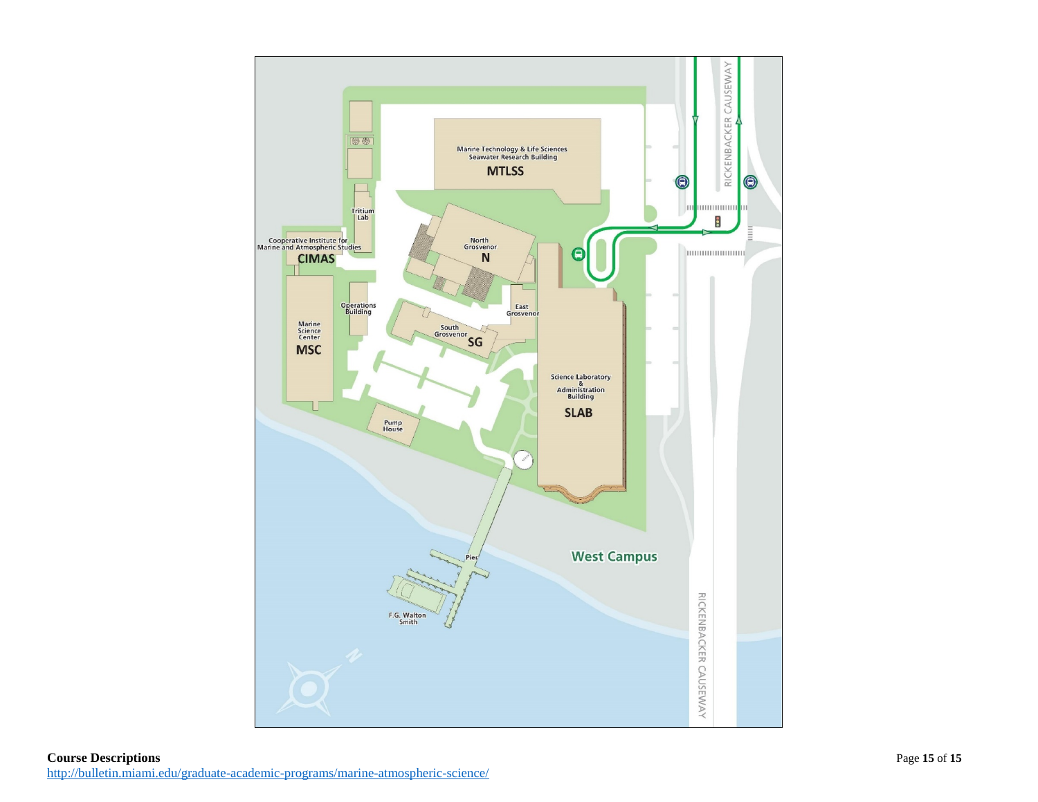Marine Technology & Life Sciences Seawater Research Building

MTLSS

Tritium Lab

Cooperative Institute for Marine and Atmospheric Studies

CIMAS

North Grosvenor

N

Operations Building

East Grosvenor

Marine Science Center

MSC

South Grosvenor

SG

Science Laboratory & Administration Building

SLAB

Pump House

Pier

F.G. Walton Smith

West Campus

RICKENBACKER CAUSEWAY

RICKENBACKER CAUSEWAY

N